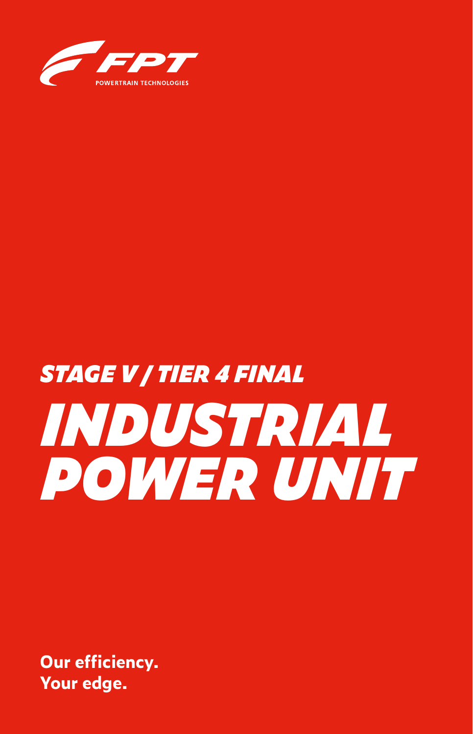FPT

POWERTRAIN TECHNOLOGIES

## STAGE V / TIER 4 FINAL

# INDUSTRIAL POWER UNIT

**Our efficiency.
Your edge.**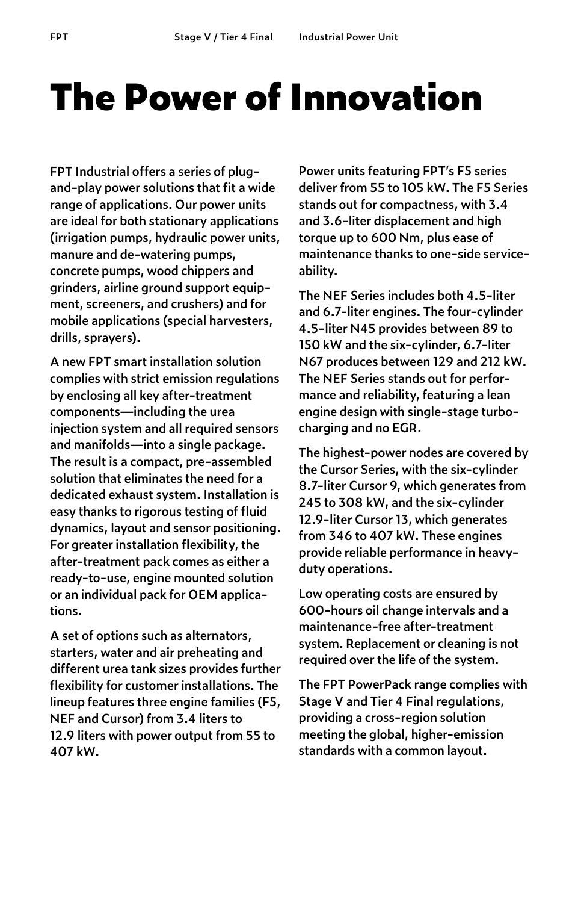# The Power of Innovation

FPT Industrial offers a series of plug-and-play power solutions that fit a wide range of applications. Our power units are ideal for both stationary applications (irrigation pumps, hydraulic power units, manure and de-watering pumps, concrete pumps, wood chippers and grinders, airline ground support equipment, screeners, and crushers) and for mobile applications (special harvesters, drills, sprayers).

A new FPT smart installation solution complies with strict emission regulations by enclosing all key after-treatment components—including the urea injection system and all required sensors and manifolds—into a single package. The result is a compact, pre-assembled solution that eliminates the need for a dedicated exhaust system. Installation is easy thanks to rigorous testing of fluid dynamics, layout and sensor positioning. For greater installation flexibility, the after-treatment pack comes as either a ready-to-use, engine mounted solution or an individual pack for OEM applications.

A set of options such as alternators, starters, water and air preheating and different urea tank sizes provides further flexibility for customer installations. The lineup features three engine families (F5, NEF and Cursor) from 3.4 liters to 12.9 liters with power output from 55 to 407 kW.

Power units featuring FPT's F5 series deliver from 55 to 105 kW. The F5 Series stands out for compactness, with 3.4 and 3.6-liter displacement and high torque up to 600 Nm, plus ease of maintenance thanks to one-side serviceability.

The NEF Series includes both 4.5-liter and 6.7-liter engines. The four-cylinder 4.5-liter N45 provides between 89 to 150 kW and the six-cylinder, 6.7-liter N67 produces between 129 and 212 kW. The NEF Series stands out for performance and reliability, featuring a lean engine design with single-stage turbocharging and no EGR.

The highest-power nodes are covered by the Cursor Series, with the six-cylinder 8.7-liter Cursor 9, which generates from 245 to 308 kW, and the six-cylinder 12.9-liter Cursor 13, which generates from 346 to 407 kW. These engines provide reliable performance in heavy-duty operations.

Low operating costs are ensured by 600-hours oil change intervals and a maintenance-free after-treatment system. Replacement or cleaning is not required over the life of the system.

The FPT PowerPack range complies with Stage V and Tier 4 Final regulations, providing a cross-region solution meeting the global, higher-emission standards with a common layout.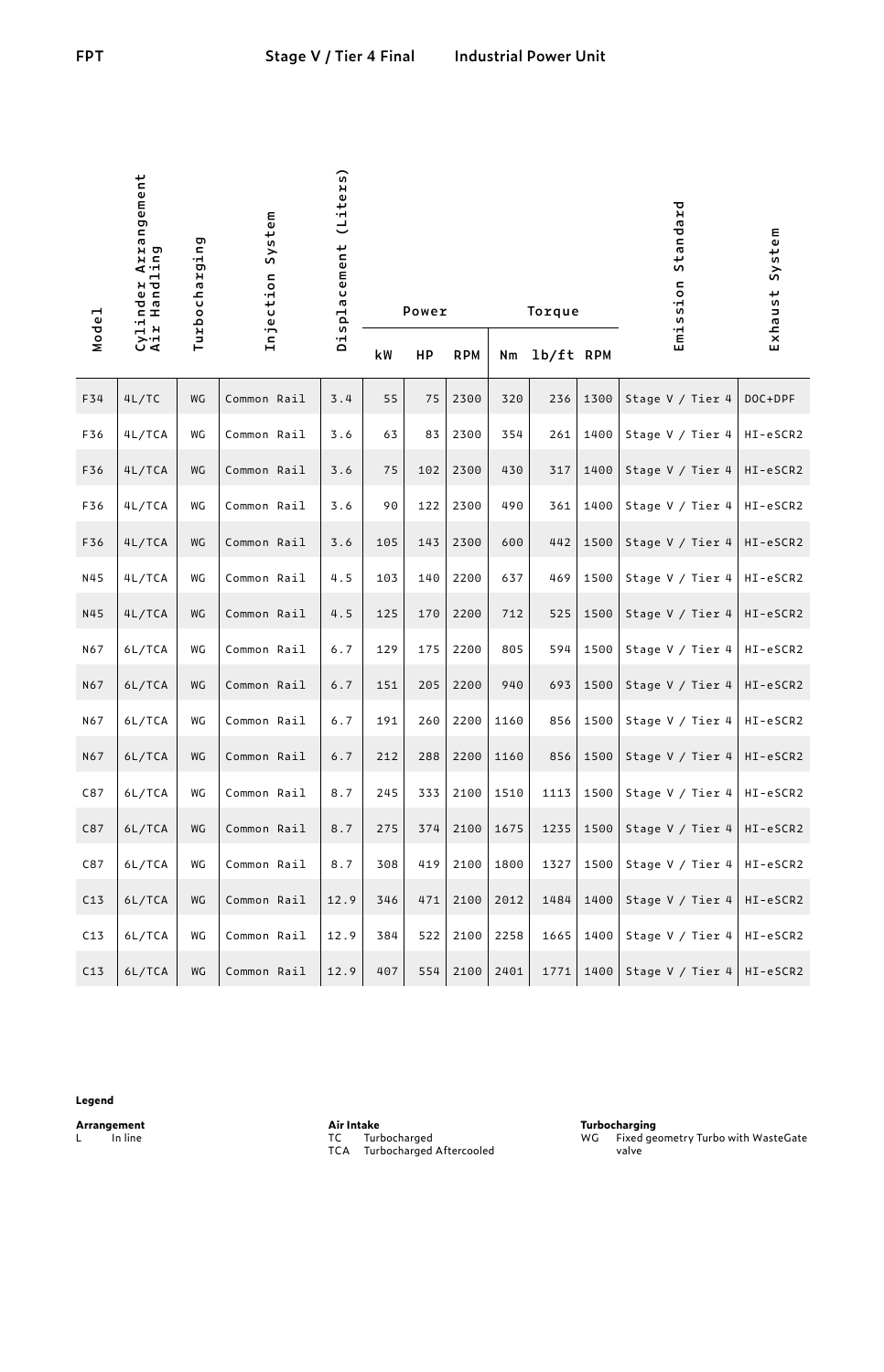FPT    Stage V / Tier 4 Final    Industrial Power Unit

| Model | Cylinder Arrangement Air Handling | Turbocharging | Injection System | Displacement (Liters) | Power | | | Torque | | | Emission Standard | Exhaust System |
|---|---|---|---|---|---|---|---|---|---|---|---|---|
| | | | | | kW | HP | RPM | Nm | lb/ft | RPM | | |
| F34 | 4L/TC | WG | Common Rail | 3.4 | 55 | 75 | 2300 | 320 | 236 | 1300 | Stage V / Tier 4 | DOC+DPF |
| F36 | 4L/TCA | WG | Common Rail | 3.6 | 63 | 83 | 2300 | 354 | 261 | 1400 | Stage V / Tier 4 | HI-eSCR2 |
| F36 | 4L/TCA | WG | Common Rail | 3.6 | 75 | 102 | 2300 | 430 | 317 | 1400 | Stage V / Tier 4 | HI-eSCR2 |
| F36 | 4L/TCA | WG | Common Rail | 3.6 | 90 | 122 | 2300 | 490 | 361 | 1400 | Stage V / Tier 4 | HI-eSCR2 |
| F36 | 4L/TCA | WG | Common Rail | 3.6 | 105 | 143 | 2300 | 600 | 442 | 1500 | Stage V / Tier 4 | HI-eSCR2 |
| N45 | 4L/TCA | WG | Common Rail | 4.5 | 103 | 140 | 2200 | 637 | 469 | 1500 | Stage V / Tier 4 | HI-eSCR2 |
| N45 | 4L/TCA | WG | Common Rail | 4.5 | 125 | 170 | 2200 | 712 | 525 | 1500 | Stage V / Tier 4 | HI-eSCR2 |
| N67 | 6L/TCA | WG | Common Rail | 6.7 | 129 | 175 | 2200 | 805 | 594 | 1500 | Stage V / Tier 4 | HI-eSCR2 |
| N67 | 6L/TCA | WG | Common Rail | 6.7 | 151 | 205 | 2200 | 940 | 693 | 1500 | Stage V / Tier 4 | HI-eSCR2 |
| N67 | 6L/TCA | WG | Common Rail | 6.7 | 191 | 260 | 2200 | 1160 | 856 | 1500 | Stage V / Tier 4 | HI-eSCR2 |
| N67 | 6L/TCA | WG | Common Rail | 6.7 | 212 | 288 | 2200 | 1160 | 856 | 1500 | Stage V / Tier 4 | HI-eSCR2 |
| C87 | 6L/TCA | WG | Common Rail | 8.7 | 245 | 333 | 2100 | 1510 | 1113 | 1500 | Stage V / Tier 4 | HI-eSCR2 |
| C87 | 6L/TCA | WG | Common Rail | 8.7 | 275 | 374 | 2100 | 1675 | 1235 | 1500 | Stage V / Tier 4 | HI-eSCR2 |
| C87 | 6L/TCA | WG | Common Rail | 8.7 | 308 | 419 | 2100 | 1800 | 1327 | 1500 | Stage V / Tier 4 | HI-eSCR2 |
| C13 | 6L/TCA | WG | Common Rail | 12.9 | 346 | 471 | 2100 | 2012 | 1484 | 1400 | Stage V / Tier 4 | HI-eSCR2 |
| C13 | 6L/TCA | WG | Common Rail | 12.9 | 384 | 522 | 2100 | 2258 | 1665 | 1400 | Stage V / Tier 4 | HI-eSCR2 |
| C13 | 6L/TCA | WG | Common Rail | 12.9 | 407 | 554 | 2100 | 2401 | 1771 | 1400 | Stage V / Tier 4 | HI-eSCR2 |

**Legend**

**Arrangement**
L  In line

**Air Intake**
TC  Turbocharged
TCA  Turbocharged Aftercooled

**Turbocharging**
WG  Fixed geometry Turbo with WasteGate valve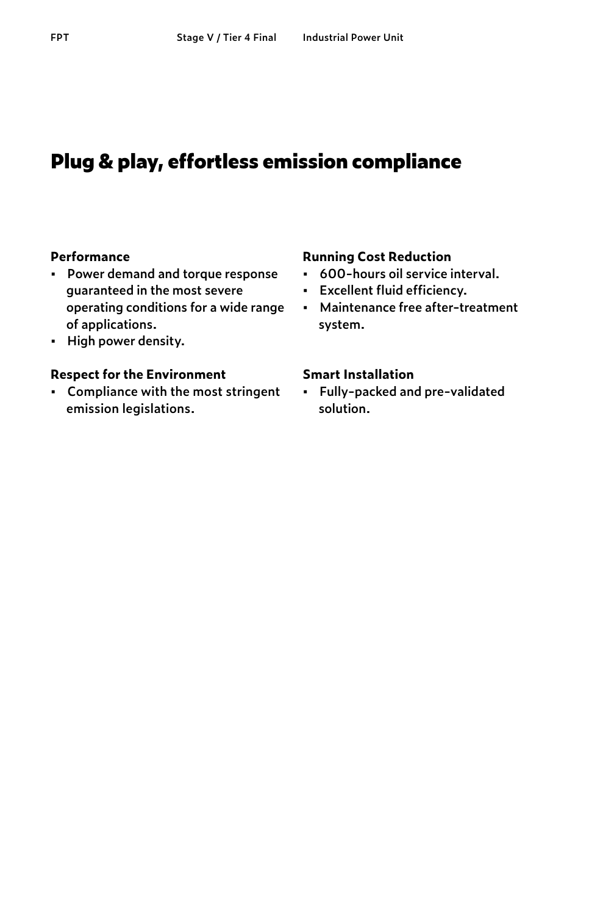# Plug & play, effortless emission compliance

**Performance**

- Power demand and torque response guaranteed in the most severe operating conditions for a wide range of applications.
- High power density.

**Respect for the Environment**

- Compliance with the most stringent emission legislations.

**Running Cost Reduction**

- 600-hours oil service interval.
- Excellent fluid efficiency.
- Maintenance free after-treatment system.

**Smart Installation**

- Fully-packed and pre-validated solution.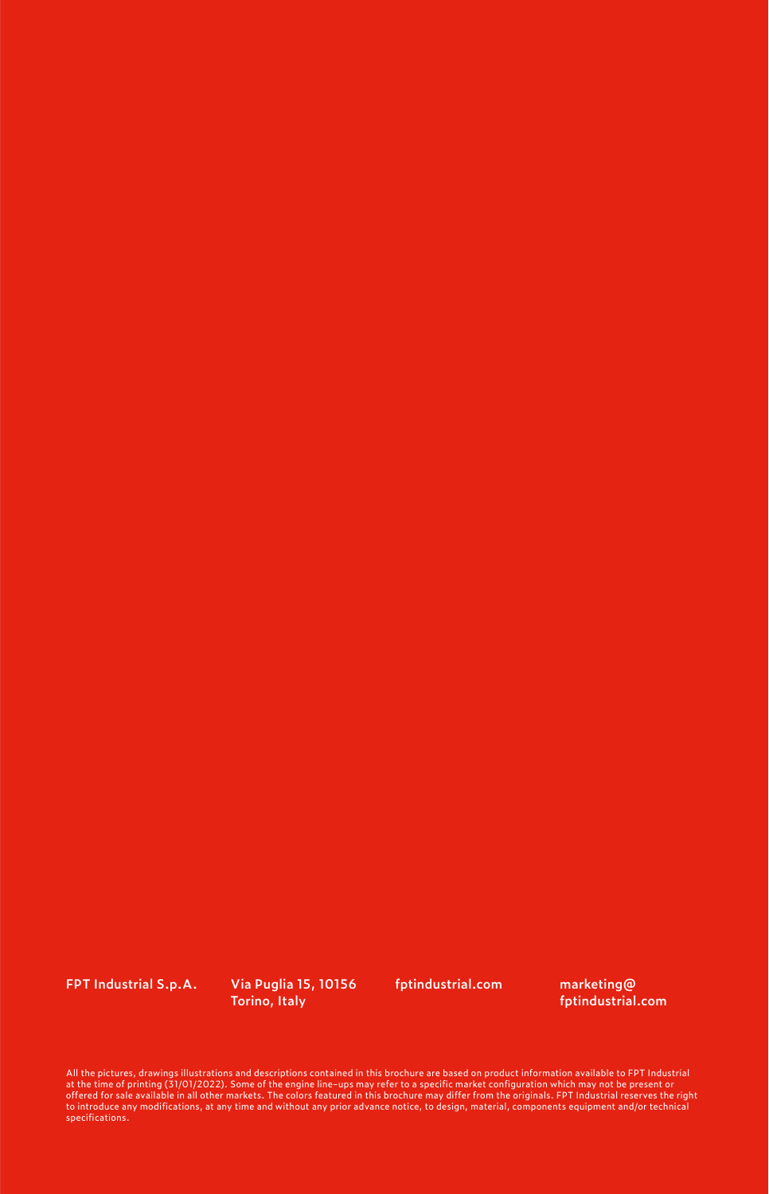FPT Industrial S.p.A.

Via Puglia 15, 10156
Torino, Italy

fptindustrial.com

marketing@
fptindustrial.com

All the pictures, drawings illustrations and descriptions contained in this brochure are based on product information available to FPT Industrial at the time of printing (31/01/2022). Some of the engine line-ups may refer to a specific market configuration which may not be present or offered for sale available in all other markets. The colors featured in this brochure may differ from the originals. FPT Industrial reserves the right to introduce any modifications, at any time and without any prior advance notice, to design, material, components equipment and/or technical specifications.